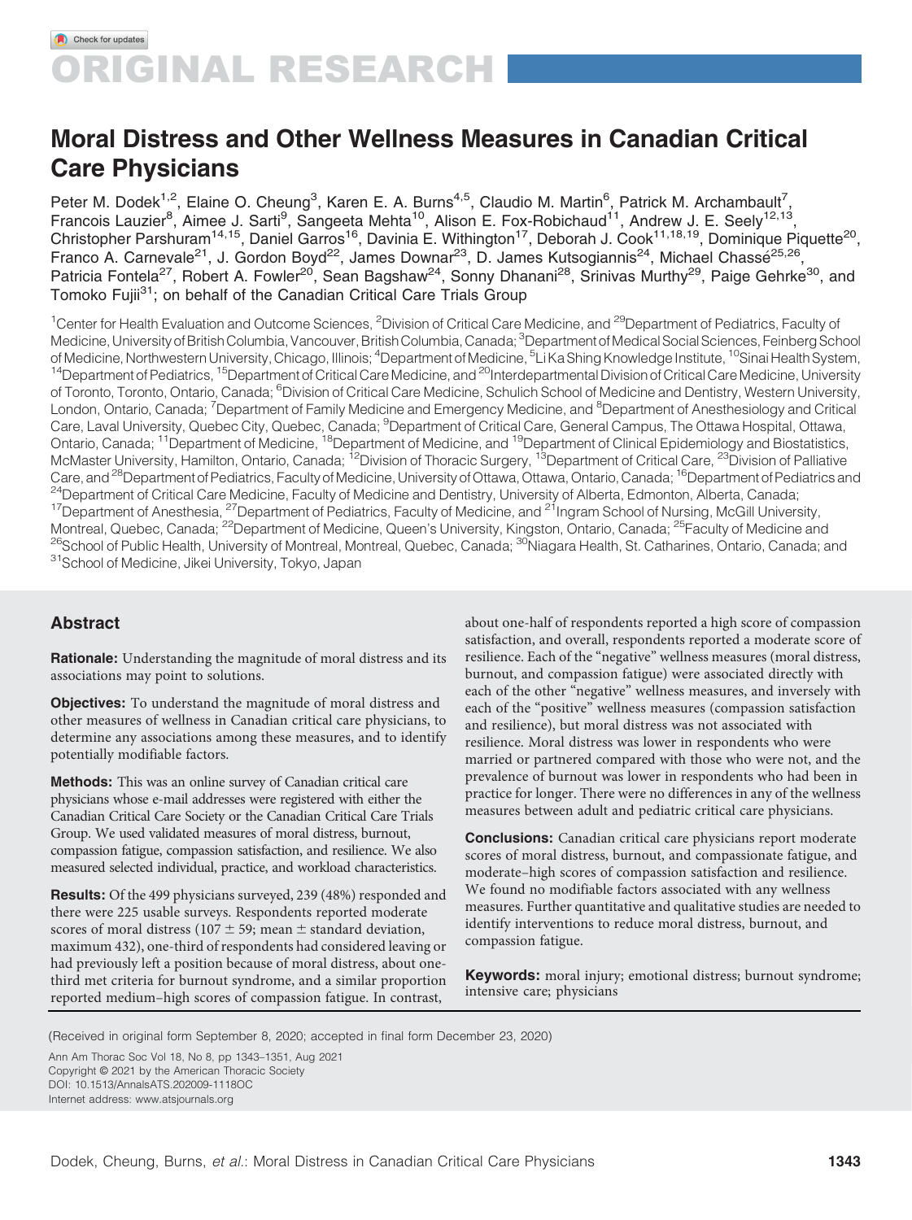ORIGINAL RESEARCH

# Moral Distress and Other Wellness Measures in Canadian Critical Care Physicians

Peter M. Dodek[1,2], Elaine O. Cheung[3], Karen E. A. Burns[4,5], Claudio M. Martin[6], Patrick M. Archambault[7], Francois Lauzier[8], Aimee J. Sarti[9], Sangeeta Mehta[10], Alison E. Fox-Robichaud[11], Andrew J. E. Seely[12,13], Christopher Parshuram[14,15], Daniel Garros[16], Davinia E. Withington[17], Deborah J. Cook[11,18,19], Dominique Piquette[20], Franco A. Carnevale[21], J. Gordon Boyd[22], James Downar[23], D. James Kutsogiannis[24], Michael Chassé[25,26], Patricia Fontela[27], Robert A. Fowler[20], Sean Bagshaw[24], Sonny Dhanani[28], Srinivas Murthy[29], Paige Gehrke[30], and Tomoko Fujii[31]; on behalf of the Canadian Critical Care Trials Group

[1]Center for Health Evaluation and Outcome Sciences, [2]Division of Critical Care Medicine, and [29]Department of Pediatrics, Faculty of Medicine, University of British Columbia, Vancouver, British Columbia, Canada; [3]Department of Medical Social Sciences, Feinberg School of Medicine, Northwestern University, Chicago, Illinois; [4]Department of Medicine, [5]Li Ka Shing Knowledge Institute, [10]Sinai Health System, [14]Department of Pediatrics, [15]Department of Critical Care Medicine, and [20]Interdepartmental Division of Critical Care Medicine, University of Toronto, Toronto, Ontario, Canada; [6]Division of Critical Care Medicine, Schulich School of Medicine and Dentistry, Western University, London, Ontario, Canada; [7]Department of Family Medicine and Emergency Medicine, and [8]Department of Anesthesiology and Critical Care, Laval University, Quebec City, Quebec, Canada; [9]Department of Critical Care, General Campus, The Ottawa Hospital, Ottawa, Ontario, Canada; [11]Department of Medicine, [18]Department of Medicine, and [19]Department of Clinical Epidemiology and Biostatistics, McMaster University, Hamilton, Ontario, Canada; [12]Division of Thoracic Surgery, [13]Department of Critical Care, [23]Division of Palliative Care, and [28]Department of Pediatrics, Faculty of Medicine, University of Ottawa, Ottawa, Ontario, Canada; [16]Department of Pediatrics and [24]Department of Critical Care Medicine, Faculty of Medicine and Dentistry, University of Alberta, Edmonton, Alberta, Canada; [17]Department of Anesthesia, [27]Department of Pediatrics, Faculty of Medicine, and [21]Ingram School of Nursing, McGill University, Montreal, Quebec, Canada; [22]Department of Medicine, Queen's University, Kingston, Ontario, Canada; [25]Faculty of Medicine and [26]School of Public Health, University of Montreal, Montreal, Quebec, Canada; [30]Niagara Health, St. Catharines, Ontario, Canada; and [31]School of Medicine, Jikei University, Tokyo, Japan

## Abstract

**Rationale:** Understanding the magnitude of moral distress and its associations may point to solutions.

**Objectives:** To understand the magnitude of moral distress and other measures of wellness in Canadian critical care physicians, to determine any associations among these measures, and to identify potentially modifiable factors.

**Methods:** This was an online survey of Canadian critical care physicians whose e-mail addresses were registered with either the Canadian Critical Care Society or the Canadian Critical Care Trials Group. We used validated measures of moral distress, burnout, compassion fatigue, compassion satisfaction, and resilience. We also measured selected individual, practice, and workload characteristics.

**Results:** Of the 499 physicians surveyed, 239 (48%) responded and there were 225 usable surveys. Respondents reported moderate scores of moral distress (107 ± 59; mean ± standard deviation, maximum 432), one-third of respondents had considered leaving or had previously left a position because of moral distress, about one-third met criteria for burnout syndrome, and a similar proportion reported medium–high scores of compassion fatigue. In contrast, about one-half of respondents reported a high score of compassion satisfaction, and overall, respondents reported a moderate score of resilience. Each of the "negative" wellness measures (moral distress, burnout, and compassion fatigue) were associated directly with each of the other "negative" wellness measures, and inversely with each of the "positive" wellness measures (compassion satisfaction and resilience), but moral distress was not associated with resilience. Moral distress was lower in respondents who were married or partnered compared with those who were not, and the prevalence of burnout was lower in respondents who had been in practice for longer. There were no differences in any of the wellness measures between adult and pediatric critical care physicians.

**Conclusions:** Canadian critical care physicians report moderate scores of moral distress, burnout, and compassionate fatigue, and moderate–high scores of compassion satisfaction and resilience. We found no modifiable factors associated with any wellness measures. Further quantitative and qualitative studies are needed to identify interventions to reduce moral distress, burnout, and compassion fatigue.

**Keywords:** moral injury; emotional distress; burnout syndrome; intensive care; physicians

(Received in original form September 8, 2020; accepted in final form December 23, 2020)

Ann Am Thorac Soc Vol 18, No 8, pp 1343–1351, Aug 2021
Copyright © 2021 by the American Thoracic Society
DOI: 10.1513/AnnalsATS.202009-1118OC
Internet address: www.atsjournals.org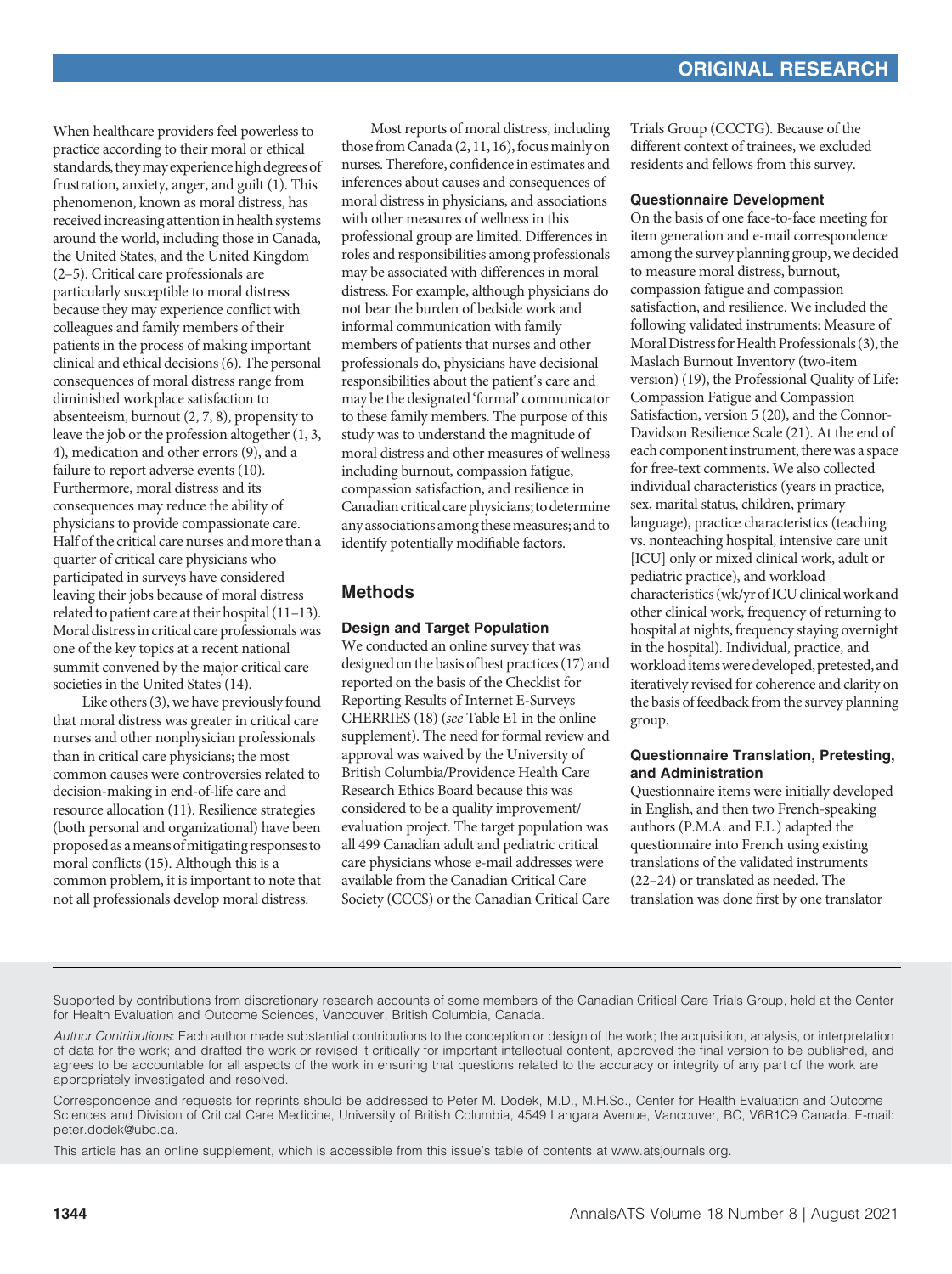When healthcare providers feel powerless to practice according to their moral or ethical standards, they may experience high degrees of frustration, anxiety, anger, and guilt (1). This phenomenon, known as moral distress, has received increasing attention in health systems around the world, including those in Canada, the United States, and the United Kingdom (2–5). Critical care professionals are particularly susceptible to moral distress because they may experience conflict with colleagues and family members of their patients in the process of making important clinical and ethical decisions (6). The personal consequences of moral distress range from diminished workplace satisfaction to absenteeism, burnout (2, 7, 8), propensity to leave the job or the profession altogether (1, 3, 4), medication and other errors (9), and a failure to report adverse events (10). Furthermore, moral distress and its consequences may reduce the ability of physicians to provide compassionate care. Half of the critical care nurses and more than a quarter of critical care physicians who participated in surveys have considered leaving their jobs because of moral distress related to patient care at their hospital (11–13). Moral distress in critical care professionals was one of the key topics at a recent national summit convened by the major critical care societies in the United States (14).

Like others (3), we have previously found that moral distress was greater in critical care nurses and other nonphysician professionals than in critical care physicians; the most common causes were controversies related to decision-making in end-of-life care and resource allocation (11). Resilience strategies (both personal and organizational) have been proposed as a means of mitigating responses to moral conflicts (15). Although this is a common problem, it is important to note that not all professionals develop moral distress.

Most reports of moral distress, including those from Canada (2, 11, 16), focus mainly on nurses. Therefore, confidence in estimates and inferences about causes and consequences of moral distress in physicians, and associations with other measures of wellness in this professional group are limited. Differences in roles and responsibilities among professionals may be associated with differences in moral distress. For example, although physicians do not bear the burden of bedside work and informal communication with family members of patients that nurses and other professionals do, physicians have decisional responsibilities about the patient's care and may be the designated 'formal' communicator to these family members. The purpose of this study was to understand the magnitude of moral distress and other measures of wellness including burnout, compassion fatigue, compassion satisfaction, and resilience in Canadian critical care physicians; to determine any associations among these measures; and to identify potentially modifiable factors.

## Methods

### Design and Target Population

We conducted an online survey that was designed on the basis of best practices (17) and reported on the basis of the Checklist for Reporting Results of Internet E-Surveys CHERRIES (18) (*see* Table E1 in the online supplement). The need for formal review and approval was waived by the University of British Columbia/Providence Health Care Research Ethics Board because this was considered to be a quality improvement/ evaluation project. The target population was all 499 Canadian adult and pediatric critical care physicians whose e-mail addresses were available from the Canadian Critical Care Society (CCCS) or the Canadian Critical Care Trials Group (CCCTG). Because of the different context of trainees, we excluded residents and fellows from this survey.

### Questionnaire Development

On the basis of one face-to-face meeting for item generation and e-mail correspondence among the survey planning group, we decided to measure moral distress, burnout, compassion fatigue and compassion satisfaction, and resilience. We included the following validated instruments: Measure of Moral Distress for Health Professionals (3), the Maslach Burnout Inventory (two-item version) (19), the Professional Quality of Life: Compassion Fatigue and Compassion Satisfaction, version 5 (20), and the Connor-Davidson Resilience Scale (21). At the end of each component instrument, there was a space for free-text comments. We also collected individual characteristics (years in practice, sex, marital status, children, primary language), practice characteristics (teaching vs. nonteaching hospital, intensive care unit [ICU] only or mixed clinical work, adult or pediatric practice), and workload characteristics (wk/yr of ICU clinical work and other clinical work, frequency of returning to hospital at nights, frequency staying overnight in the hospital). Individual, practice, and workload items were developed, pretested, and iteratively revised for coherence and clarity on the basis of feedback from the survey planning group.

### Questionnaire Translation, Pretesting, and Administration

Questionnaire items were initially developed in English, and then two French-speaking authors (P.M.A. and F.L.) adapted the questionnaire into French using existing translations of the validated instruments (22–24) or translated as needed. The translation was done first by one translator

---

Supported by contributions from discretionary research accounts of some members of the Canadian Critical Care Trials Group, held at the Center for Health Evaluation and Outcome Sciences, Vancouver, British Columbia, Canada.

*Author Contributions*: Each author made substantial contributions to the conception or design of the work; the acquisition, analysis, or interpretation of data for the work; and drafted the work or revised it critically for important intellectual content, approved the final version to be published, and agrees to be accountable for all aspects of the work in ensuring that questions related to the accuracy or integrity of any part of the work are appropriately investigated and resolved.

Correspondence and requests for reprints should be addressed to Peter M. Dodek, M.D., M.H.Sc., Center for Health Evaluation and Outcome Sciences and Division of Critical Care Medicine, University of British Columbia, 4549 Langara Avenue, Vancouver, BC, V6R1C9 Canada. E-mail: peter.dodek@ubc.ca.

This article has an online supplement, which is accessible from this issue's table of contents at www.atsjournals.org.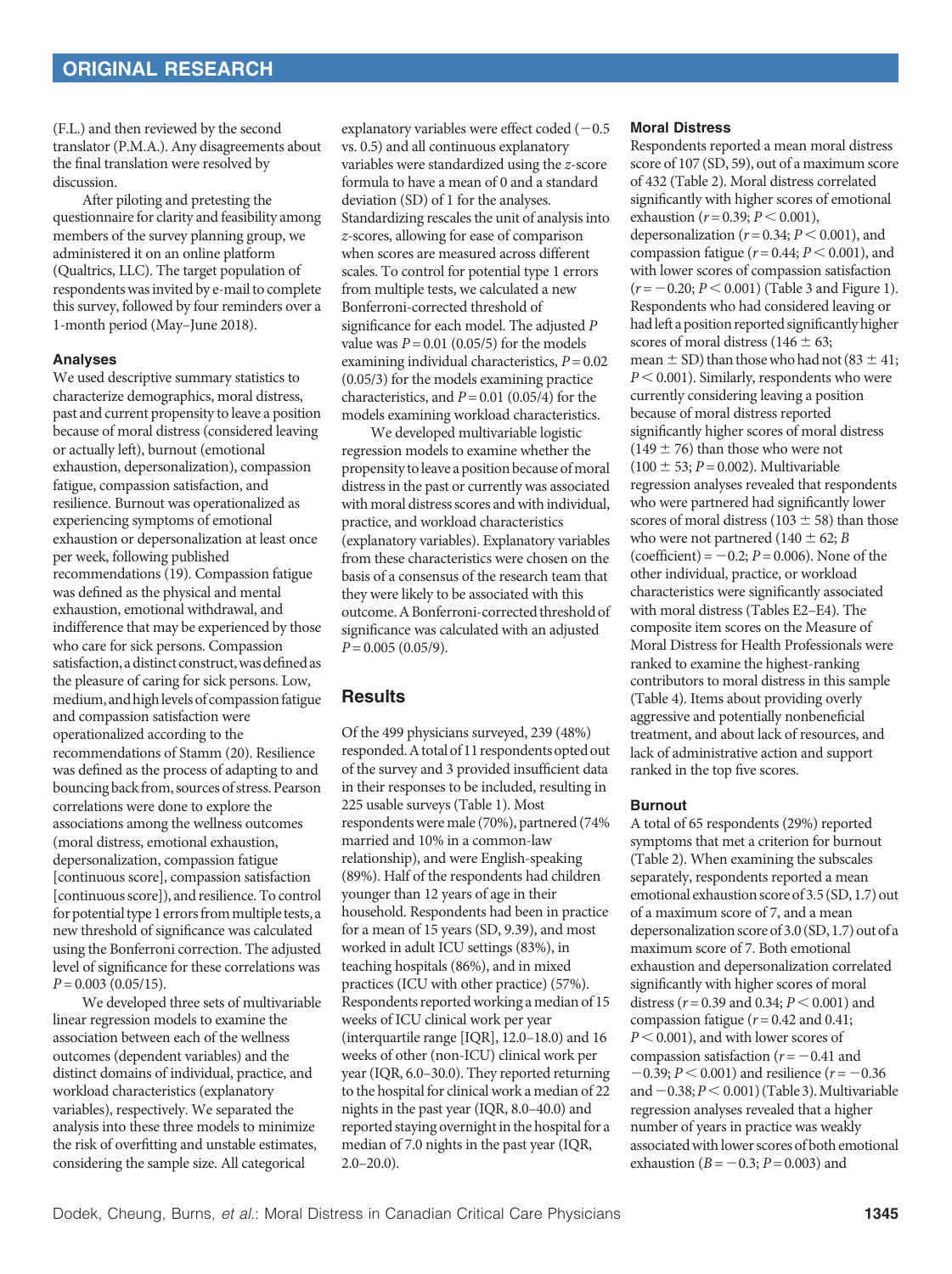(F.L.) and then reviewed by the second translator (P.M.A.). Any disagreements about the final translation were resolved by discussion.

After piloting and pretesting the questionnaire for clarity and feasibility among members of the survey planning group, we administered it on an online platform (Qualtrics, LLC). The target population of respondents was invited by e-mail to complete this survey, followed by four reminders over a 1-month period (May–June 2018).

#### Analyses

We used descriptive summary statistics to characterize demographics, moral distress, past and current propensity to leave a position because of moral distress (considered leaving or actually left), burnout (emotional exhaustion, depersonalization), compassion fatigue, compassion satisfaction, and resilience. Burnout was operationalized as experiencing symptoms of emotional exhaustion or depersonalization at least once per week, following published recommendations (19). Compassion fatigue was defined as the physical and mental exhaustion, emotional withdrawal, and indifference that may be experienced by those who care for sick persons. Compassion satisfaction, a distinct construct, was defined as the pleasure of caring for sick persons. Low, medium, and high levels of compassion fatigue and compassion satisfaction were operationalized according to the recommendations of Stamm (20). Resilience was defined as the process of adapting to and bouncing back from, sources of stress. Pearson correlations were done to explore the associations among the wellness outcomes (moral distress, emotional exhaustion, depersonalization, compassion fatigue [continuous score], compassion satisfaction [continuous score]), and resilience. To control for potential type 1 errors from multiple tests, a new threshold of significance was calculated using the Bonferroni correction. The adjusted level of significance for these correlations was $P = 0.003$ (0.05/15).

We developed three sets of multivariable linear regression models to examine the association between each of the wellness outcomes (dependent variables) and the distinct domains of individual, practice, and workload characteristics (explanatory variables), respectively. We separated the analysis into these three models to minimize the risk of overfitting and unstable estimates, considering the sample size. All categorical explanatory variables were effect coded ($-0.5$ vs. 0.5) and all continuous explanatory variables were standardized using the *z*-score formula to have a mean of 0 and a standard deviation (SD) of 1 for the analyses. Standardizing rescales the unit of analysis into *z*-scores, allowing for ease of comparison when scores are measured across different scales. To control for potential type 1 errors from multiple tests, we calculated a new Bonferroni-corrected threshold of significance for each model. The adjusted *P* value was $P = 0.01$ (0.05/5) for the models examining individual characteristics, $P = 0.02$ (0.05/3) for the models examining practice characteristics, and $P = 0.01$ (0.05/4) for the models examining workload characteristics.

We developed multivariable logistic regression models to examine whether the propensity to leave a position because of moral distress in the past or currently was associated with moral distress scores and with individual, practice, and workload characteristics (explanatory variables). Explanatory variables from these characteristics were chosen on the basis of a consensus of the research team that they were likely to be associated with this outcome. A Bonferroni-corrected threshold of significance was calculated with an adjusted $P = 0.005$ (0.05/9).

## Results

Of the 499 physicians surveyed, 239 (48%) responded. A total of 11 respondents opted out of the survey and 3 provided insufficient data in their responses to be included, resulting in 225 usable surveys (Table 1). Most respondents were male (70%), partnered (74% married and 10% in a common-law relationship), and were English-speaking (89%). Half of the respondents had children younger than 12 years of age in their household. Respondents had been in practice for a mean of 15 years (SD, 9.39), and most worked in adult ICU settings (83%), in teaching hospitals (86%), and in mixed practices (ICU with other practice) (57%). Respondents reported working a median of 15 weeks of ICU clinical work per year (interquartile range [IQR], 12.0–18.0) and 16 weeks of other (non-ICU) clinical work per year (IQR, 6.0–30.0). They reported returning to the hospital for clinical work a median of 22 nights in the past year (IQR, 8.0–40.0) and reported staying overnight in the hospital for a median of 7.0 nights in the past year (IQR, 2.0–20.0).

#### Moral Distress

Respondents reported a mean moral distress score of 107 (SD, 59), out of a maximum score of 432 (Table 2). Moral distress correlated significantly with higher scores of emotional exhaustion ($r = 0.39$; $P < 0.001$), depersonalization ($r = 0.34$; $P < 0.001$), and compassion fatigue ($r = 0.44$; $P < 0.001$), and with lower scores of compassion satisfaction ($r = -0.20$; $P < 0.001$) (Table 3 and Figure 1). Respondents who had considered leaving or had left a position reported significantly higher scores of moral distress ($146 \pm 63$; mean $\pm$ SD) than those who had not ($83 \pm 41$; $P < 0.001$). Similarly, respondents who were currently considering leaving a position because of moral distress reported significantly higher scores of moral distress ($149 \pm 76$) than those who were not ($100 \pm 53$; $P = 0.002$). Multivariable regression analyses revealed that respondents who were partnered had significantly lower scores of moral distress ($103 \pm 58$) than those who were not partnered ($140 \pm 62$; *B* (coefficient) $= -0.2$; $P = 0.006$). None of the other individual, practice, or workload characteristics were significantly associated with moral distress (Tables E2–E4). The composite item scores on the Measure of Moral Distress for Health Professionals were ranked to examine the highest-ranking contributors to moral distress in this sample (Table 4). Items about providing overly aggressive and potentially nonbeneficial treatment, and about lack of resources, and lack of administrative action and support ranked in the top five scores.

#### Burnout

A total of 65 respondents (29%) reported symptoms that met a criterion for burnout (Table 2). When examining the subscales separately, respondents reported a mean emotional exhaustion score of 3.5 (SD, 1.7) out of a maximum score of 7, and a mean depersonalization score of 3.0 (SD, 1.7) out of a maximum score of 7. Both emotional exhaustion and depersonalization correlated significantly with higher scores of moral distress ($r = 0.39$ and 0.34; $P < 0.001$) and compassion fatigue ($r = 0.42$ and 0.41; $P < 0.001$), and with lower scores of compassion satisfaction ($r = -0.41$ and $-0.39$; $P < 0.001$) and resilience ($r = -0.36$ and $-0.38$; $P < 0.001$) (Table 3). Multivariable regression analyses revealed that a higher number of years in practice was weakly associated with lower scores of both emotional exhaustion ($B = -0.3$; $P = 0.003$) and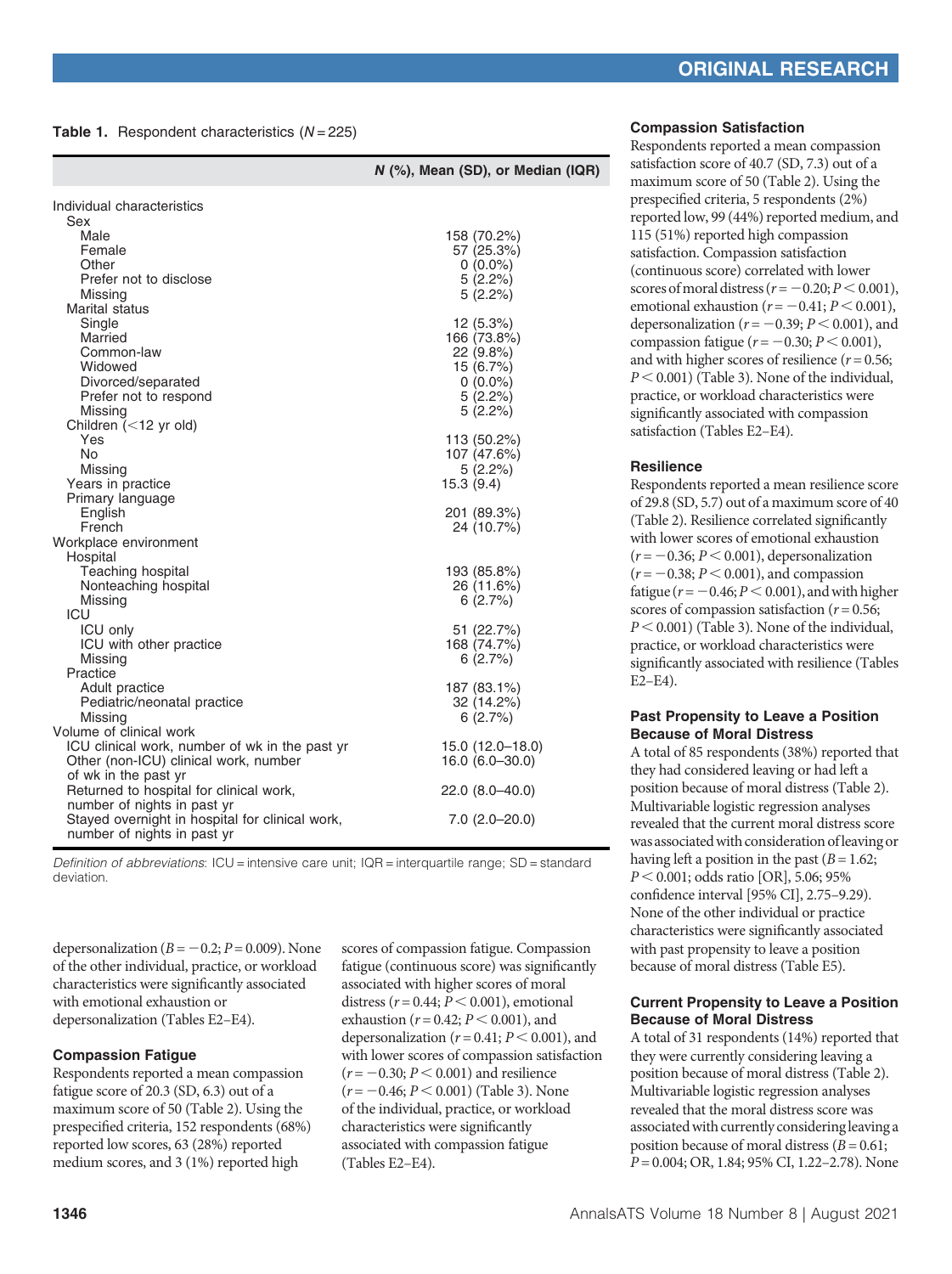**Table 1.** Respondent characteristics ($N = 225$)

| | N (%), Mean (SD), or Median (IQR) |
|---|---|
| Individual characteristics | |
| Sex | |
| Male | 158 (70.2%) |
| Female | 57 (25.3%) |
| Other | 0 (0.0%) |
| Prefer not to disclose | 5 (2.2%) |
| Missing | 5 (2.2%) |
| Marital status | |
| Single | 12 (5.3%) |
| Married | 166 (73.8%) |
| Common-law | 22 (9.8%) |
| Widowed | 15 (6.7%) |
| Divorced/separated | 0 (0.0%) |
| Prefer not to respond | 5 (2.2%) |
| Missing | 5 (2.2%) |
| Children (<12 yr old) | |
| Yes | 113 (50.2%) |
| No | 107 (47.6%) |
| Missing | 5 (2.2%) |
| Years in practice | 15.3 (9.4) |
| Primary language | |
| English | 201 (89.3%) |
| French | 24 (10.7%) |
| Workplace environment | |
| Hospital | |
| Teaching hospital | 193 (85.8%) |
| Nonteaching hospital | 26 (11.6%) |
| Missing | 6 (2.7%) |
| ICU | |
| ICU only | 51 (22.7%) |
| ICU with other practice | 168 (74.7%) |
| Missing | 6 (2.7%) |
| Practice | |
| Adult practice | 187 (83.1%) |
| Pediatric/neonatal practice | 32 (14.2%) |
| Missing | 6 (2.7%) |
| Volume of clinical work | |
| ICU clinical work, number of wk in the past yr | 15.0 (12.0–18.0) |
| Other (non-ICU) clinical work, number of wk in the past yr | 16.0 (6.0–30.0) |
| Returned to hospital for clinical work, number of nights in past yr | 22.0 (8.0–40.0) |
| Stayed overnight in hospital for clinical work, number of nights in past yr | 7.0 (2.0–20.0) |

*Definition of abbreviations*: ICU = intensive care unit; IQR = interquartile range; SD = standard deviation.

depersonalization ($B = -0.2$; $P = 0.009$). None of the other individual, practice, or workload characteristics were significantly associated with emotional exhaustion or depersonalization (Tables E2–E4).

### Compassion Fatigue

Respondents reported a mean compassion fatigue score of 20.3 (SD, 6.3) out of a maximum score of 50 (Table 2). Using the prespecified criteria, 152 respondents (68%) reported low scores, 63 (28%) reported medium scores, and 3 (1%) reported high scores of compassion fatigue. Compassion fatigue (continuous score) was significantly associated with higher scores of moral distress ($r = 0.44$; $P < 0.001$), emotional exhaustion ($r = 0.42$; $P < 0.001$), and depersonalization ($r = 0.41$; $P < 0.001$), and with lower scores of compassion satisfaction ($r = -0.30$; $P < 0.001$) and resilience ($r = -0.46$; $P < 0.001$) (Table 3). None of the individual, practice, or workload characteristics were significantly associated with compassion fatigue (Tables E2–E4).

### Compassion Satisfaction

Respondents reported a mean compassion satisfaction score of 40.7 (SD, 7.3) out of a maximum score of 50 (Table 2). Using the prespecified criteria, 5 respondents (2%) reported low, 99 (44%) reported medium, and 115 (51%) reported high compassion satisfaction. Compassion satisfaction (continuous score) correlated with lower scores of moral distress ($r = -0.20$; $P < 0.001$), emotional exhaustion ($r = -0.41$; $P < 0.001$), depersonalization ($r = -0.39$; $P < 0.001$), and compassion fatigue ($r = -0.30$; $P < 0.001$), and with higher scores of resilience ($r = 0.56$; $P < 0.001$) (Table 3). None of the individual, practice, or workload characteristics were significantly associated with compassion satisfaction (Tables E2–E4).

### Resilience

Respondents reported a mean resilience score of 29.8 (SD, 5.7) out of a maximum score of 40 (Table 2). Resilience correlated significantly with lower scores of emotional exhaustion ($r = -0.36$; $P < 0.001$), depersonalization ($r = -0.38$; $P < 0.001$), and compassion fatigue ($r = -0.46$; $P < 0.001$), and with higher scores of compassion satisfaction ($r = 0.56$; $P < 0.001$) (Table 3). None of the individual, practice, or workload characteristics were significantly associated with resilience (Tables E2–E4).

### Past Propensity to Leave a Position Because of Moral Distress

A total of 85 respondents (38%) reported that they had considered leaving or had left a position because of moral distress (Table 2). Multivariable logistic regression analyses revealed that the current moral distress score was associated with consideration of leaving or having left a position in the past ($B = 1.62$; $P < 0.001$; odds ratio [OR], 5.06; 95% confidence interval [95% CI], 2.75–9.29). None of the other individual or practice characteristics were significantly associated with past propensity to leave a position because of moral distress (Table E5).

### Current Propensity to Leave a Position Because of Moral Distress

A total of 31 respondents (14%) reported that they were currently considering leaving a position because of moral distress (Table 2). Multivariable logistic regression analyses revealed that the moral distress score was associated with currently considering leaving a position because of moral distress ($B = 0.61$; $P = 0.004$; OR, 1.84; 95% CI, 1.22–2.78). None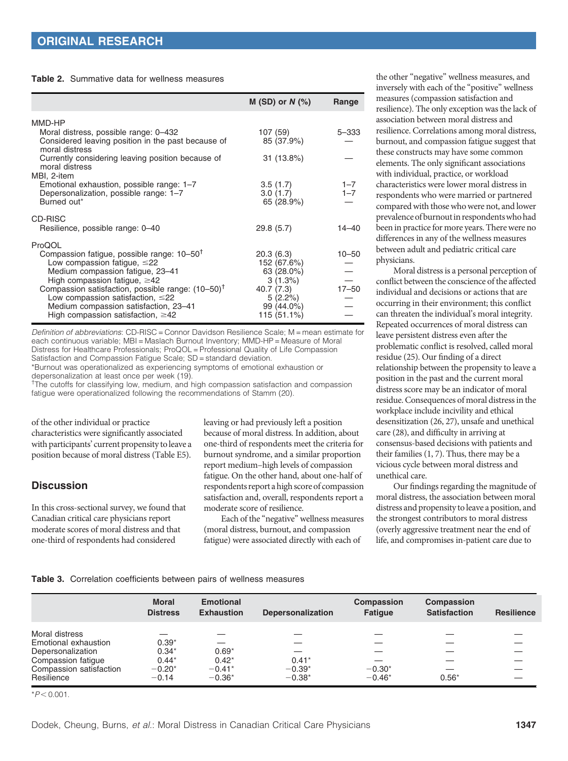**Table 2.** Summative data for wellness measures

| | M (SD) or *N* (%) | Range |
|---|---|---|
| MMD-HP | | |
| Moral distress, possible range: 0–432 | 107 (59) | 5–333 |
| Considered leaving position in the past because of moral distress | 85 (37.9%) | — |
| Currently considering leaving position because of moral distress | 31 (13.8%) | — |
| MBI, 2-item | | |
| Emotional exhaustion, possible range: 1–7 | 3.5 (1.7) | 1–7 |
| Depersonalization, possible range: 1–7 | 3.0 (1.7) | 1–7 |
| Burned out* | 65 (28.9%) | — |
| CD-RISC | | |
| Resilience, possible range: 0–40 | 29.8 (5.7) | 14–40 |
| ProQOL | | |
| Compassion fatigue, possible range: 10–50[†] | 20.3 (6.3) | 10–50 |
| Low compassion fatigue, ≤22 | 152 (67.6%) | — |
| Medium compassion fatigue, 23–41 | 63 (28.0%) | — |
| High compassion fatigue, ≥42 | 3 (1.3%) | — |
| Compassion satisfaction, possible range: (10–50)[†] | 40.7 (7.3) | 17–50 |
| Low compassion satisfaction, ≤22 | 5 (2.2%) | — |
| Medium compassion satisfaction, 23–41 | 99 (44.0%) | — |
| High compassion satisfaction, ≥42 | 115 (51.1%) | — |

*Definition of abbreviations*: CD-RISC = Connor Davidson Resilience Scale; M = mean estimate for each continuous variable; MBI = Maslach Burnout Inventory; MMD-HP = Measure of Moral Distress for Healthcare Professionals; ProQOL = Professional Quality of Life Compassion Satisfaction and Compassion Fatigue Scale; SD = standard deviation.
*Burnout was operationalized as experiencing symptoms of emotional exhaustion or depersonalization at least once per week (19).
[†]The cutoffs for classifying low, medium, and high compassion satisfaction and compassion fatigue were operationalized following the recommendations of Stamm (20).

of the other individual or practice characteristics were significantly associated with participants' current propensity to leave a position because of moral distress (Table E5).

## Discussion

In this cross-sectional survey, we found that Canadian critical care physicians report moderate scores of moral distress and that one-third of respondents had considered leaving or had previously left a position because of moral distress. In addition, about one-third of respondents meet the criteria for burnout syndrome, and a similar proportion report medium–high levels of compassion fatigue. On the other hand, about one-half of respondents report a high score of compassion satisfaction and, overall, respondents report a moderate score of resilience.

Each of the "negative" wellness measures (moral distress, burnout, and compassion fatigue) were associated directly with each of the other "negative" wellness measures, and inversely with each of the "positive" wellness measures (compassion satisfaction and resilience). The only exception was the lack of association between moral distress and resilience. Correlations among moral distress, burnout, and compassion fatigue suggest that these constructs may have some common elements. The only significant associations with individual, practice, or workload characteristics were lower moral distress in respondents who were married or partnered compared with those who were not, and lower prevalence of burnout in respondents who had been in practice for more years. There were no differences in any of the wellness measures between adult and pediatric critical care physicians.

Moral distress is a personal perception of conflict between the conscience of the affected individual and decisions or actions that are occurring in their environment; this conflict can threaten the individual's moral integrity. Repeated occurrences of moral distress can leave persistent distress even after the problematic conflict is resolved, called moral residue (25). Our finding of a direct relationship between the propensity to leave a position in the past and the current moral distress score may be an indicator of moral residue. Consequences of moral distress in the workplace include incivility and ethical desensitization (26, 27), unsafe and unethical care (28), and difficulty in arriving at consensus-based decisions with patients and their families (1, 7). Thus, there may be a vicious cycle between moral distress and unethical care.

Our findings regarding the magnitude of moral distress, the association between moral distress and propensity to leave a position, and the strongest contributors to moral distress (overly aggressive treatment near the end of life, and compromises in-patient care due to

**Table 3.** Correlation coefficients between pairs of wellness measures

| | Moral Distress | Emotional Exhaustion | Depersonalization | Compassion Fatigue | Compassion Satisfaction | Resilience |
|---|---|---|---|---|---|---|
| Moral distress | — | — | — | — | — | — |
| Emotional exhaustion | 0.39* | — | — | — | — | — |
| Depersonalization | 0.34* | 0.69* | — | — | — | — |
| Compassion fatigue | 0.44* | 0.42* | 0.41* | — | — | — |
| Compassion satisfaction | −0.20* | −0.41* | −0.39* | −0.30* | — | — |
| Resilience | −0.14 | −0.36* | −0.38* | −0.46* | 0.56* | — |

*$P < 0.001$.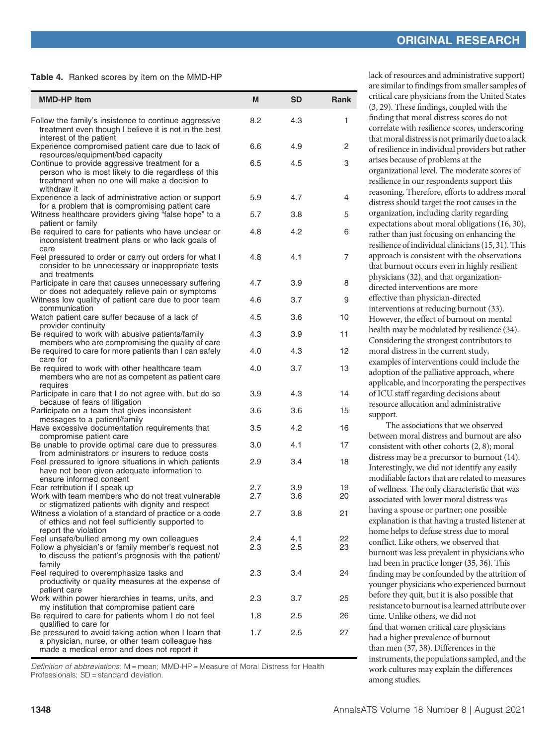**Table 4.** Ranked scores by item on the MMD-HP

| MMD-HP Item | M | SD | Rank |
|---|---|---|---|
| Follow the family's insistence to continue aggressive treatment even though I believe it is not in the best interest of the patient | 8.2 | 4.3 | 1 |
| Experience compromised patient care due to lack of resources/equipment/bed capacity | 6.6 | 4.9 | 2 |
| Continue to provide aggressive treatment for a person who is most likely to die regardless of this treatment when no one will make a decision to withdraw it | 6.5 | 4.5 | 3 |
| Experience a lack of administrative action or support for a problem that is compromising patient care | 5.9 | 4.7 | 4 |
| Witness healthcare providers giving "false hope" to a patient or family | 5.7 | 3.8 | 5 |
| Be required to care for patients who have unclear or inconsistent treatment plans or who lack goals of care | 4.8 | 4.2 | 6 |
| Feel pressured to order or carry out orders for what I consider to be unnecessary or inappropriate tests and treatments | 4.8 | 4.1 | 7 |
| Participate in care that causes unnecessary suffering or does not adequately relieve pain or symptoms | 4.7 | 3.9 | 8 |
| Witness low quality of patient care due to poor team communication | 4.6 | 3.7 | 9 |
| Watch patient care suffer because of a lack of provider continuity | 4.5 | 3.6 | 10 |
| Be required to work with abusive patients/family members who are compromising the quality of care | 4.3 | 3.9 | 11 |
| Be required to care for more patients than I can safely care for | 4.0 | 4.3 | 12 |
| Be required to work with other healthcare team members who are not as competent as patient care requires | 4.0 | 3.7 | 13 |
| Participate in care that I do not agree with, but do so because of fears of litigation | 3.9 | 4.3 | 14 |
| Participate on a team that gives inconsistent messages to a patient/family | 3.6 | 3.6 | 15 |
| Have excessive documentation requirements that compromise patient care | 3.5 | 4.2 | 16 |
| Be unable to provide optimal care due to pressures from administrators or insurers to reduce costs | 3.0 | 4.1 | 17 |
| Feel pressured to ignore situations in which patients have not been given adequate information to ensure informed consent | 2.9 | 3.4 | 18 |
| Fear retribution if I speak up | 2.7 | 3.9 | 19 |
| Work with team members who do not treat vulnerable or stigmatized patients with dignity and respect | 2.7 | 3.6 | 20 |
| Witness a violation of a standard of practice or a code of ethics and not feel sufficiently supported to report the violation | 2.7 | 3.8 | 21 |
| Feel unsafe/bullied among my own colleagues | 2.4 | 4.1 | 22 |
| Follow a physician's or family member's request not to discuss the patient's prognosis with the patient/family | 2.3 | 2.5 | 23 |
| Feel required to overemphasize tasks and productivity or quality measures at the expense of patient care | 2.3 | 3.4 | 24 |
| Work within power hierarchies in teams, units, and my institution that compromise patient care | 2.3 | 3.7 | 25 |
| Be required to care for patients whom I do not feel qualified to care for | 1.8 | 2.5 | 26 |
| Be pressured to avoid taking action when I learn that a physician, nurse, or other team colleague has made a medical error and does not report it | 1.7 | 2.5 | 27 |

*Definition of abbreviations*: M = mean; MMD-HP = Measure of Moral Distress for Health Professionals; SD = standard deviation.

lack of resources and administrative support) are similar to findings from smaller samples of critical care physicians from the United States (3, 29). These findings, coupled with the finding that moral distress scores do not correlate with resilience scores, underscoring that moral distress is not primarily due to a lack of resilience in individual providers but rather arises because of problems at the organizational level. The moderate scores of resilience in our respondents support this reasoning. Therefore, efforts to address moral distress should target the root causes in the organization, including clarity regarding expectations about moral obligations (16, 30), rather than just focusing on enhancing the resilience of individual clinicians (15, 31). This approach is consistent with the observations that burnout occurs even in highly resilient physicians (32), and that organization-directed interventions are more effective than physician-directed interventions at reducing burnout (33). However, the effect of burnout on mental health may be modulated by resilience (34). Considering the strongest contributors to moral distress in the current study, examples of interventions could include the adoption of the palliative approach, where applicable, and incorporating the perspectives of ICU staff regarding decisions about resource allocation and administrative support.

The associations that we observed between moral distress and burnout are also consistent with other cohorts (2, 8); moral distress may be a precursor to burnout (14). Interestingly, we did not identify any easily modifiable factors that are related to measures of wellness. The only characteristic that was associated with lower moral distress was having a spouse or partner; one possible explanation is that having a trusted listener at home helps to defuse stress due to moral conflict. Like others, we observed that burnout was less prevalent in physicians who had been in practice longer (35, 36). This finding may be confounded by the attrition of younger physicians who experienced burnout before they quit, but it is also possible that resistance to burnout is a learned attribute over time. Unlike others, we did not find that women critical care physicians had a higher prevalence of burnout than men (37, 38). Differences in the instruments, the populations sampled, and the work cultures may explain the differences among studies.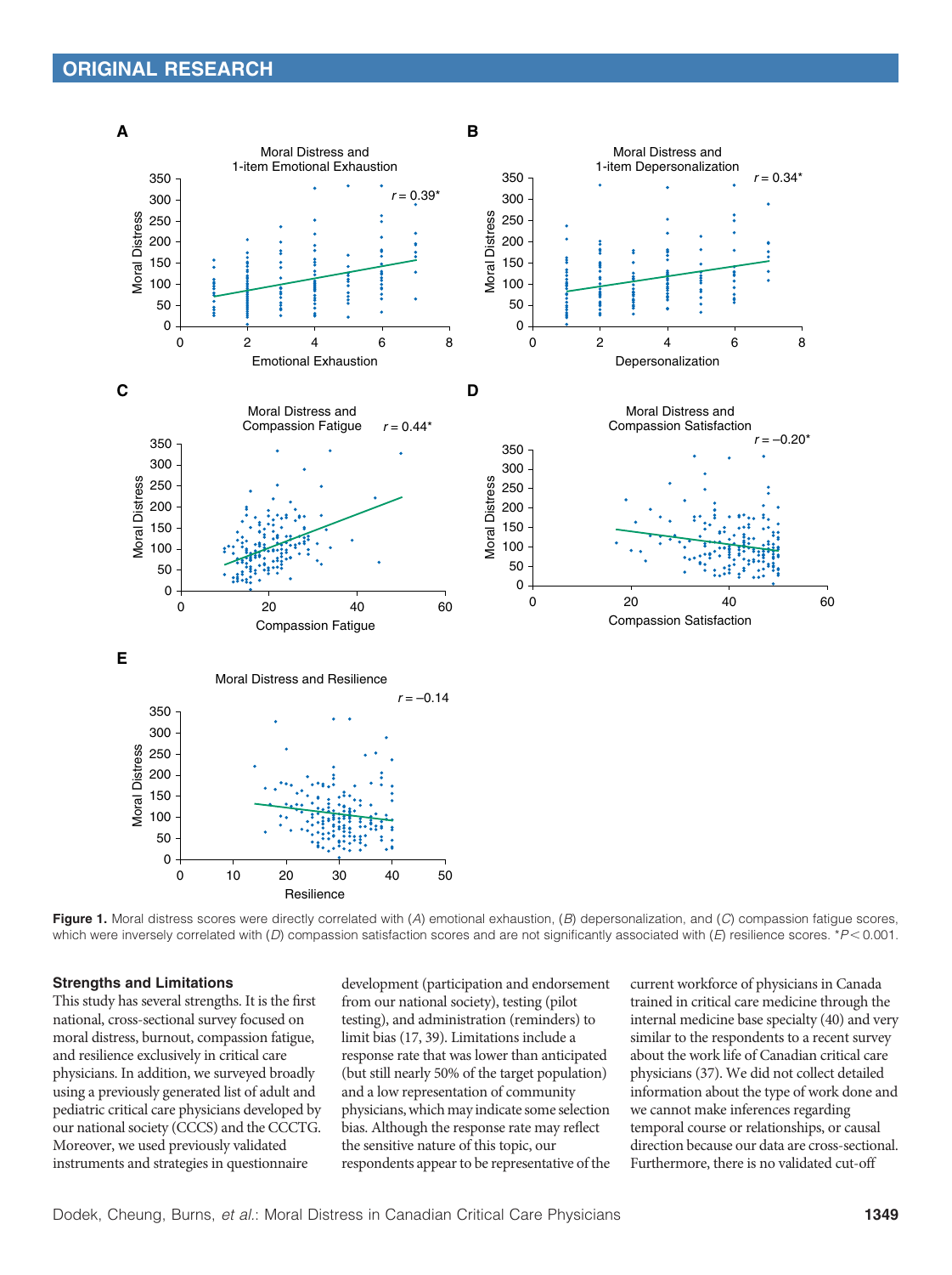**Figure 1.** Moral distress scores were directly correlated with (*A*) emotional exhaustion, (*B*) depersonalization, and (*C*) compassion fatigue scores, which were inversely correlated with (*D*) compassion satisfaction scores and are not significantly associated with (*E*) resilience scores. *$P < 0.001$.

### Strengths and Limitations

This study has several strengths. It is the first national, cross-sectional survey focused on moral distress, burnout, compassion fatigue, and resilience exclusively in critical care physicians. In addition, we surveyed broadly using a previously generated list of adult and pediatric critical care physicians developed by our national society (CCCS) and the CCCTG. Moreover, we used previously validated instruments and strategies in questionnaire development (participation and endorsement from our national society), testing (pilot testing), and administration (reminders) to limit bias (17, 39). Limitations include a response rate that was lower than anticipated (but still nearly 50% of the target population) and a low representation of community physicians, which may indicate some selection bias. Although the response rate may reflect the sensitive nature of this topic, our respondents appear to be representative of the current workforce of physicians in Canada trained in critical care medicine through the internal medicine base specialty (40) and very similar to the respondents to a recent survey about the work life of Canadian critical care physicians (37). We did not collect detailed information about the type of work done and we cannot make inferences regarding temporal course or relationships, or causal direction because our data are cross-sectional. Furthermore, there is no validated cut-off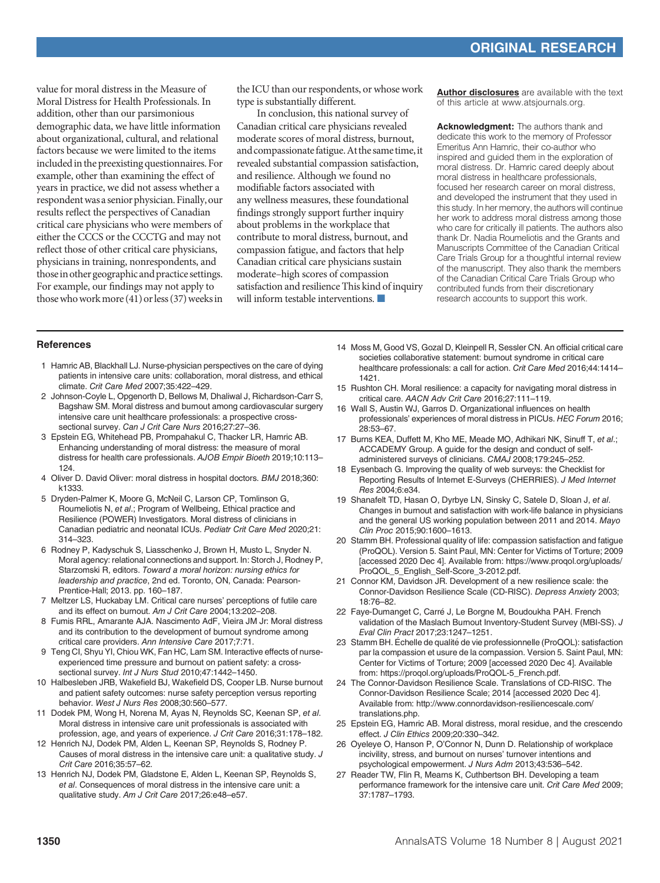value for moral distress in the Measure of Moral Distress for Health Professionals. In addition, other than our parsimonious demographic data, we have little information about organizational, cultural, and relational factors because we were limited to the items included in the preexisting questionnaires. For example, other than examining the effect of years in practice, we did not assess whether a respondent was a senior physician. Finally, our results reflect the perspectives of Canadian critical care physicians who were members of either the CCCS or the CCCTG and may not reflect those of other critical care physicians, physicians in training, nonrespondents, and those in other geographic and practice settings. For example, our findings may not apply to those who work more (41) or less (37) weeks in the ICU than our respondents, or whose work type is substantially different.

In conclusion, this national survey of Canadian critical care physicians revealed moderate scores of moral distress, burnout, and compassionate fatigue. At the same time, it revealed substantial compassion satisfaction, and resilience. Although we found no modifiable factors associated with any wellness measures, these foundational findings strongly support further inquiry about problems in the workplace that contribute to moral distress, burnout, and compassion fatigue, and factors that help Canadian critical care physicians sustain moderate–high scores of compassion satisfaction and resilience This kind of inquiry will inform testable interventions. ■

**Author disclosures** are available with the text of this article at www.atsjournals.org.

**Acknowledgment:** The authors thank and dedicate this work to the memory of Professor Emeritus Ann Hamric, their co-author who inspired and guided them in the exploration of moral distress. Dr. Hamric cared deeply about moral distress in healthcare professionals, focused her research career on moral distress, and developed the instrument that they used in this study. In her memory, the authors will continue her work to address moral distress among those who care for critically ill patients. The authors also thank Dr. Nadia Roumeliotis and the Grants and Manuscripts Committee of the Canadian Critical Care Trials Group for a thoughtful internal review of the manuscript. They also thank the members of the Canadian Critical Care Trials Group who contributed funds from their discretionary research accounts to support this work.

## References

1. Hamric AB, Blackhall LJ. Nurse-physician perspectives on the care of dying patients in intensive care units: collaboration, moral distress, and ethical climate. *Crit Care Med* 2007;35:422–429.
2. Johnson-Coyle L, Opgenorth D, Bellows M, Dhaliwal J, Richardson-Carr S, Bagshaw SM. Moral distress and burnout among cardiovascular surgery intensive care unit healthcare professionals: a prospective cross-sectional survey. *Can J Crit Care Nurs* 2016;27:27–36.
3. Epstein EG, Whitehead PB, Prompahakul C, Thacker LR, Hamric AB. Enhancing understanding of moral distress: the measure of moral distress for health care professionals. *AJOB Empir Bioeth* 2019;10:113–124.
4. Oliver D. David Oliver: moral distress in hospital doctors. *BMJ* 2018;360: k1333.
5. Dryden-Palmer K, Moore G, McNeil C, Larson CP, Tomlinson G, Roumeliotis N, *et al*.; Program of Wellbeing, Ethical practice and Resilience (POWER) Investigators. Moral distress of clinicians in Canadian pediatric and neonatal ICUs. *Pediatr Crit Care Med* 2020;21: 314–323.
6. Rodney P, Kadyschuk S, Liasschenko J, Brown H, Musto L, Snyder N. Moral agency: relational connections and support. In: Storch J, Rodney P, Starzomski R, editors. *Toward a moral horizon: nursing ethics for leadership and practice*, 2nd ed. Toronto, ON, Canada: Pearson-Prentice-Hall; 2013. pp. 160–187.
7. Meltzer LS, Huckabay LM. Critical care nurses' perceptions of futile care and its effect on burnout. *Am J Crit Care* 2004;13:202–208.
8. Fumis RRL, Amarante AJA. Nascimento AdF, Vieira JM Jr: Moral distress and its contribution to the development of burnout syndrome among critical care providers. *Ann Intensive Care* 2017;7:71.
9. Teng CI, Shyu YI, Chiou WK, Fan HC, Lam SM. Interactive effects of nurse-experienced time pressure and burnout on patient safety: a cross-sectional survey. *Int J Nurs Stud* 2010;47:1442–1450.
10. Halbesleben JRB, Wakefield BJ, Wakefield DS, Cooper LB. Nurse burnout and patient safety outcomes: nurse safety perception versus reporting behavior. *West J Nurs Res* 2008;30:560–577.
11. Dodek PM, Wong H, Norena M, Ayas N, Reynolds SC, Keenan SP, *et al*. Moral distress in intensive care unit professionals is associated with profession, age, and years of experience. *J Crit Care* 2016;31:178–182.
12. Henrich NJ, Dodek PM, Alden L, Keenan SP, Reynolds S, Rodney P. Causes of moral distress in the intensive care unit: a qualitative study. *J Crit Care* 2016;35:57–62.
13. Henrich NJ, Dodek PM, Gladstone E, Alden L, Keenan SP, Reynolds S, *et al*. Consequences of moral distress in the intensive care unit: a qualitative study. *Am J Crit Care* 2017;26:e48–e57.
14. Moss M, Good VS, Gozal D, Kleinpell R, Sessler CN. An official critical care societies collaborative statement: burnout syndrome in critical care healthcare professionals: a call for action. *Crit Care Med* 2016;44:1414–1421.
15. Rushton CH. Moral resilience: a capacity for navigating moral distress in critical care. *AACN Adv Crit Care* 2016;27:111–119.
16. Wall S, Austin WJ, Garros D. Organizational influences on health professionals' experiences of moral distress in PICUs. *HEC Forum* 2016; 28:53–67.
17. Burns KEA, Duffett M, Kho ME, Meade MO, Adhikari NK, Sinuff T, *et al*.; ACCADEMY Group. A guide for the design and conduct of self-administered surveys of clinicians. *CMAJ* 2008;179:245–252.
18. Eysenbach G. Improving the quality of web surveys: the Checklist for Reporting Results of Internet E-Surveys (CHERRIES). *J Med Internet Res* 2004;6:e34.
19. Shanafelt TD, Hasan O, Dyrbye LN, Sinsky C, Satele D, Sloan J, *et al*. Changes in burnout and satisfaction with work-life balance in physicians and the general US working population between 2011 and 2014. *Mayo Clin Proc* 2015;90:1600–1613.
20. Stamm BH. Professional quality of life: compassion satisfaction and fatigue (ProQOL). Version 5. Saint Paul, MN: Center for Victims of Torture; 2009 [accessed 2020 Dec 4]. Available from: https://www.proqol.org/uploads/ProQOL_5_English_Self-Score_3-2012.pdf.
21. Connor KM, Davidson JR. Development of a new resilience scale: the Connor-Davidson Resilience Scale (CD-RISC). *Depress Anxiety* 2003; 18:76–82.
22. Faye-Dumanget C, Carré J, Le Borgne M, Boudoukha PAH. French validation of the Maslach Burnout Inventory-Student Survey (MBI-SS). *J Eval Clin Pract* 2017;23:1247–1251.
23. Stamm BH. Échelle de qualité de vie professionnelle (ProQOL): satisfaction par la compassion et usure de la compassion. Version 5. Saint Paul, MN: Center for Victims of Torture; 2009 [accessed 2020 Dec 4]. Available from: https://proqol.org/uploads/ProQOL-5_French.pdf.
24. The Connor-Davidson Resilience Scale. Translations of CD-RISC. The Connor-Davidson Resilience Scale; 2014 [accessed 2020 Dec 4]. Available from: http://www.connordavidson-resiliencescale.com/translations.php.
25. Epstein EG, Hamric AB. Moral distress, moral residue, and the crescendo effect. *J Clin Ethics* 2009;20:330–342.
26. Oyeleye O, Hanson P, O'Connor N, Dunn D. Relationship of workplace incivility, stress, and burnout on nurses' turnover intentions and psychological empowerment. *J Nurs Adm* 2013;43:536–542.
27. Reader TW, Flin R, Mearns K, Cuthbertson BH. Developing a team performance framework for the intensive care unit. *Crit Care Med* 2009; 37:1787–1793.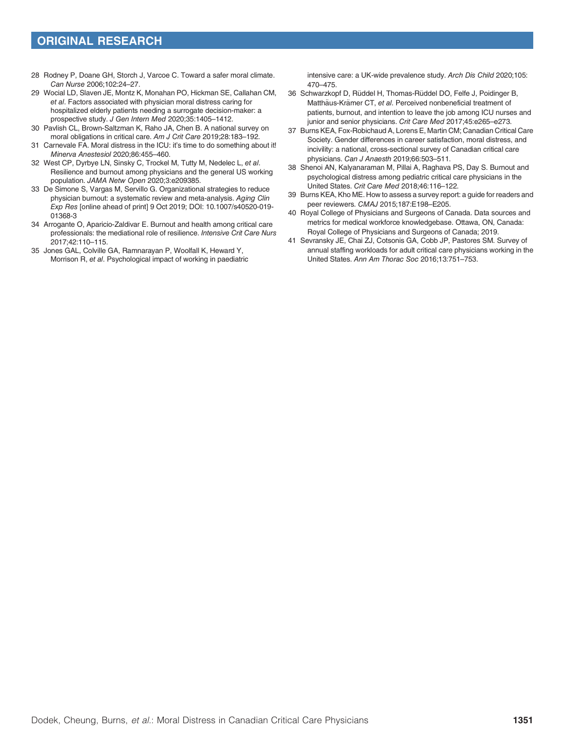28 Rodney P, Doane GH, Storch J, Varcoe C. Toward a safer moral climate. *Can Nurse* 2006;102:24–27.

29 Wocial LD, Slaven JE, Montz K, Monahan PO, Hickman SE, Callahan CM, *et al*. Factors associated with physician moral distress caring for hospitalized elderly patients needing a surrogate decision-maker: a prospective study. *J Gen Intern Med* 2020;35:1405–1412.

30 Pavlish CL, Brown-Saltzman K, Raho JA, Chen B. A national survey on moral obligations in critical care. *Am J Crit Care* 2019;28:183–192.

31 Carnevale FA. Moral distress in the ICU: it's time to do something about it! *Minerva Anestesiol* 2020;86:455–460.

32 West CP, Dyrbye LN, Sinsky C, Trockel M, Tutty M, Nedelec L, *et al*. Resilience and burnout among physicians and the general US working population. *JAMA Netw Open* 2020;3:e209385.

33 De Simone S, Vargas M, Servillo G. Organizational strategies to reduce physician burnout: a systematic review and meta-analysis. *Aging Clin Exp Res* [online ahead of print] 9 Oct 2019; DOI: 10.1007/s40520-019-01368-3

34 Arrogante O, Aparicio-Zaldivar E. Burnout and health among critical care professionals: the mediational role of resilience. *Intensive Crit Care Nurs* 2017;42:110–115.

35 Jones GAL, Colville GA, Ramnarayan P, Woolfall K, Heward Y, Morrison R, *et al*. Psychological impact of working in paediatric intensive care: a UK-wide prevalence study. *Arch Dis Child* 2020;105: 470–475.

36 Schwarzkopf D, Rüddel H, Thomas-Rüddel DO, Felfe J, Poidinger B, Matthäus-Krämer CT, *et al*. Perceived nonbeneficial treatment of patients, burnout, and intention to leave the job among ICU nurses and junior and senior physicians. *Crit Care Med* 2017;45:e265–e273.

37 Burns KEA, Fox-Robichaud A, Lorens E, Martin CM; Canadian Critical Care Society. Gender differences in career satisfaction, moral distress, and incivility: a national, cross-sectional survey of Canadian critical care physicians. *Can J Anaesth* 2019;66:503–511.

38 Shenoi AN, Kalyanaraman M, Pillai A, Raghava PS, Day S. Burnout and psychological distress among pediatric critical care physicians in the United States. *Crit Care Med* 2018;46:116–122.

39 Burns KEA, Kho ME. How to assess a survey report: a guide for readers and peer reviewers. *CMAJ* 2015;187:E198–E205.

40 Royal College of Physicians and Surgeons of Canada. Data sources and metrics for medical workforce knowledgebase. Ottawa, ON, Canada: Royal College of Physicians and Surgeons of Canada; 2019.

41 Sevransky JE, Chai ZJ, Cotsonis GA, Cobb JP, Pastores SM. Survey of annual staffing workloads for adult critical care physicians working in the United States. *Ann Am Thorac Soc* 2016;13:751–753.